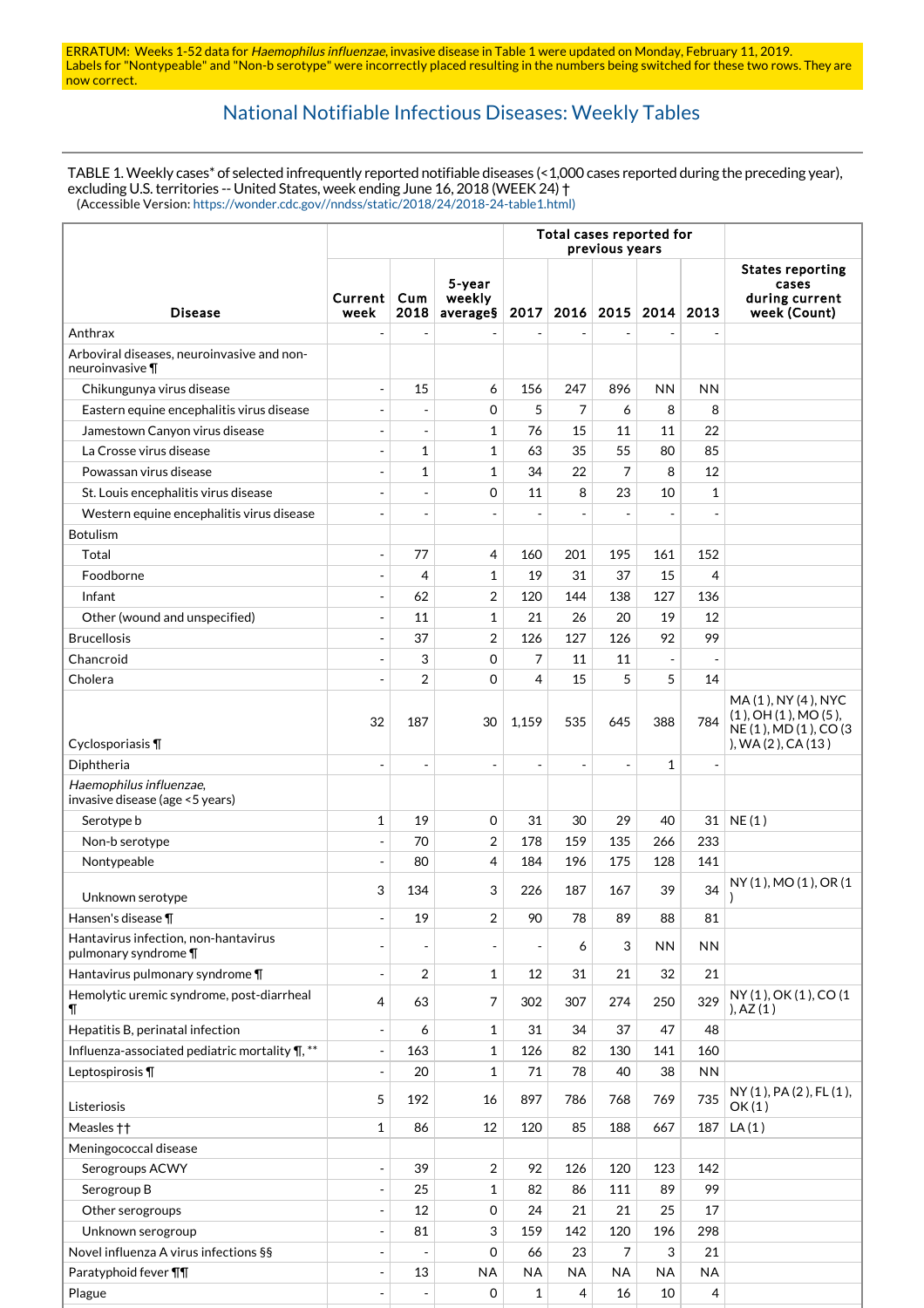ERRATUM: Weeks 1-52 data for *Haemophilus influenzae*, invasive disease in Table 1 were updated on Monday, February 11, 2019. Labels for "Nontypeable" and "Non-b serotype" were incorrectly placed resulting in the numbers being switched for these two rows. They are now correct.

## National Notifiable Infectious Diseases: Weekly Tables

TABLE 1. Weekly cases* of selected infrequently reported notifiable diseases (<1,000 cases reported during the preceding year), excluding U.S. territories -- United States, week ending June 16, 2018 (WEEK 24) †
(Accessible Version: https://wonder.cdc.gov//nndss/static/2018/24/2018-24-table1.html)

| Disease | Current week | Cum 2018 | 5-year weekly average§ | Total cases reported for previous years 2017 | 2016 | 2015 | 2014 | 2013 | States reporting cases during current week (Count) |
|---|---|---|---|---|---|---|---|---|---|
| Anthrax | - | - | - | - | - | - | - | - | |
| Arboviral diseases, neuroinvasive and non-neuroinvasive ¶ | | | | | | | | | |
| Chikungunya virus disease | - | 15 | 6 | 156 | 247 | 896 | NN | NN | |
| Eastern equine encephalitis virus disease | - | - | 0 | 5 | 7 | 6 | 8 | 8 | |
| Jamestown Canyon virus disease | - | - | 1 | 76 | 15 | 11 | 11 | 22 | |
| La Crosse virus disease | - | 1 | 1 | 63 | 35 | 55 | 80 | 85 | |
| Powassan virus disease | - | 1 | 1 | 34 | 22 | 7 | 8 | 12 | |
| St. Louis encephalitis virus disease | - | - | 0 | 11 | 8 | 23 | 10 | 1 | |
| Western equine encephalitis virus disease | - | - | - | - | - | - | - | - | |
| Botulism | | | | | | | | | |
| Total | - | 77 | 4 | 160 | 201 | 195 | 161 | 152 | |
| Foodborne | - | 4 | 1 | 19 | 31 | 37 | 15 | 4 | |
| Infant | - | 62 | 2 | 120 | 144 | 138 | 127 | 136 | |
| Other (wound and unspecified) | - | 11 | 1 | 21 | 26 | 20 | 19 | 12 | |
| Brucellosis | - | 37 | 2 | 126 | 127 | 126 | 92 | 99 | |
| Chancroid | - | 3 | 0 | 7 | 11 | 11 | - | - | |
| Cholera | - | 2 | 0 | 4 | 15 | 5 | 5 | 14 | |
| Cyclosporiasis ¶ | 32 | 187 | 30 | 1,159 | 535 | 645 | 388 | 784 | MA (1), NY (4), NYC (1), OH (1), MO (5), NE (1), MD (1), CO (3), WA (2), CA (13) |
| Diphtheria | - | - | - | - | - | - | 1 | - | |
| *Haemophilus influenzae*, invasive disease (age <5 years) | | | | | | | | | |
| Serotype b | 1 | 19 | 0 | 31 | 30 | 29 | 40 | 31 | NE (1) |
| Non-b serotype | - | 70 | 2 | 178 | 159 | 135 | 266 | 233 | |
| Nontypeable | - | 80 | 4 | 184 | 196 | 175 | 128 | 141 | |
| Unknown serotype | 3 | 134 | 3 | 226 | 187 | 167 | 39 | 34 | NY (1), MO (1), OR (1) |
| Hansen's disease ¶ | - | 19 | 2 | 90 | 78 | 89 | 88 | 81 | |
| Hantavirus infection, non-hantavirus pulmonary syndrome ¶ | - | - | - | - | 6 | 3 | NN | NN | |
| Hantavirus pulmonary syndrome ¶ | - | 2 | 1 | 12 | 31 | 21 | 32 | 21 | |
| Hemolytic uremic syndrome, post-diarrheal ¶ | 4 | 63 | 7 | 302 | 307 | 274 | 250 | 329 | NY (1), OK (1), CO (1), AZ (1) |
| Hepatitis B, perinatal infection | - | 6 | 1 | 31 | 34 | 37 | 47 | 48 | |
| Influenza-associated pediatric mortality ¶, ** | - | 163 | 1 | 126 | 82 | 130 | 141 | 160 | |
| Leptospirosis ¶ | - | 20 | 1 | 71 | 78 | 40 | 38 | NN | |
| Listeriosis | 5 | 192 | 16 | 897 | 786 | 768 | 769 | 735 | NY (1), PA (2), FL (1), OK (1) |
| Measles †† | 1 | 86 | 12 | 120 | 85 | 188 | 667 | 187 | LA (1) |
| Meningococcal disease | | | | | | | | | |
| Serogroups ACWY | - | 39 | 2 | 92 | 126 | 120 | 123 | 142 | |
| Serogroup B | - | 25 | 1 | 82 | 86 | 111 | 89 | 99 | |
| Other serogroups | - | 12 | 0 | 24 | 21 | 21 | 25 | 17 | |
| Unknown serogroup | - | 81 | 3 | 159 | 142 | 120 | 196 | 298 | |
| Novel influenza A virus infections §§ | - | - | 0 | 66 | 23 | 7 | 3 | 21 | |
| Paratyphoid fever ¶¶ | - | 13 | NA | NA | NA | NA | NA | NA | |
| Plague | - | - | 0 | 1 | 4 | 16 | 10 | 4 | |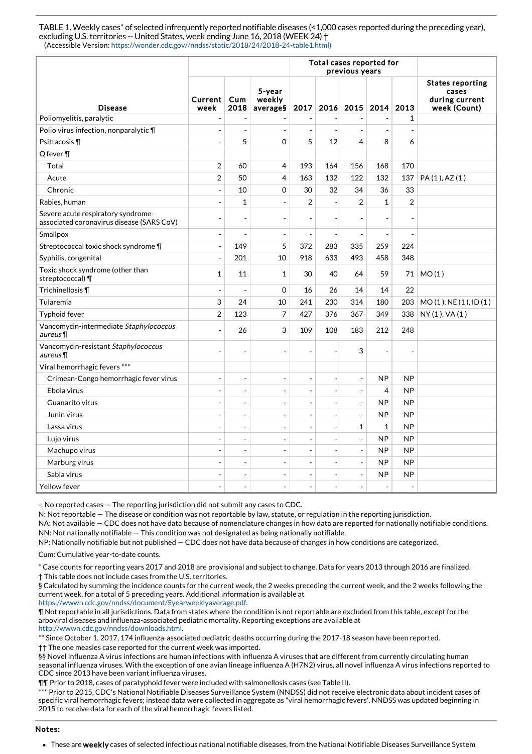TABLE 1. Weekly cases* of selected infrequently reported notifiable diseases (<1,000 cases reported during the preceding year), excluding U.S. territories -- United States, week ending June 16, 2018 (WEEK 24) †
(Accessible Version: https://wonder.cdc.gov//nndss/static/2018/24/2018-24-table1.html)

| Disease | Current week | Cum 2018 | 5-year weekly average§ | Total cases reported for previous years | | | | | States reporting cases during current week (Count) |
|---|---|---|---|---|---|---|---|---|---|
| | | | | 2017 | 2016 | 2015 | 2014 | 2013 | |
| Poliomyelitis, paralytic | - | - | - | - | - | - | - | 1 | |
| Polio virus infection, nonparalytic ¶ | - | - | - | - | - | - | - | - | |
| Psittacosis ¶ | - | 5 | 0 | 5 | 12 | 4 | 8 | 6 | |
| Q fever ¶ | | | | | | | | | |
| Total | 2 | 60 | 4 | 193 | 164 | 156 | 168 | 170 | |
| Acute | 2 | 50 | 4 | 163 | 132 | 122 | 132 | 137 | PA (1), AZ (1) |
| Chronic | - | 10 | 0 | 30 | 32 | 34 | 36 | 33 | |
| Rabies, human | - | 1 | - | 2 | - | 2 | 1 | 2 | |
| Severe acute respiratory syndrome-associated coronavirus disease (SARS CoV) | - | - | - | - | - | - | - | - | |
| Smallpox | - | - | - | - | - | - | - | - | |
| Streptococcal toxic shock syndrome ¶ | - | 149 | 5 | 372 | 283 | 335 | 259 | 224 | |
| Syphilis, congenital | - | 201 | 10 | 918 | 633 | 493 | 458 | 348 | |
| Toxic shock syndrome (other than streptococcal) ¶ | 1 | 11 | 1 | 30 | 40 | 64 | 59 | 71 | MO (1) |
| Trichinellosis ¶ | - | - | 0 | 16 | 26 | 14 | 14 | 22 | |
| Tularemia | 3 | 24 | 10 | 241 | 230 | 314 | 180 | 203 | MO (1), NE (1), ID (1) |
| Typhoid fever | 2 | 123 | 7 | 427 | 376 | 367 | 349 | 338 | NY (1), VA (1) |
| Vancomycin-intermediate *Staphylococcus aureus* ¶ | - | 26 | 3 | 109 | 108 | 183 | 212 | 248 | |
| Vancomycin-resistant *Staphylococcus aureus* ¶ | - | - | - | - | - | 3 | - | - | |
| Viral hemorrhagic fevers *** | | | | | | | | | |
| Crimean-Congo hemorrhagic fever virus | - | - | - | - | - | - | NP | NP | |
| Ebola virus | - | - | - | - | - | - | 4 | NP | |
| Guanarito virus | - | - | - | - | - | - | NP | NP | |
| Junin virus | - | - | - | - | - | - | NP | NP | |
| Lassa virus | - | - | - | - | - | 1 | 1 | NP | |
| Lujo virus | - | - | - | - | - | - | NP | NP | |
| Machupo virus | - | - | - | - | - | - | NP | NP | |
| Marburg virus | - | - | - | - | - | - | NP | NP | |
| Sabia virus | - | - | - | - | - | - | NP | NP | |
| Yellow fever | - | - | - | - | - | - | - | - | |

-: No reported cases — The reporting jurisdiction did not submit any cases to CDC.
N: Not reportable — The disease or condition was not reportable by law, statute, or regulation in the reporting jurisdiction.
NA: Not available — CDC does not have data because of nomenclature changes in how data are reported for nationally notifiable conditions.
NN: Not nationally notifiable — This condition was not designated as being nationally notifiable.
NP: Nationally notifiable but not published — CDC does not have data because of changes in how conditions are categorized.

Cum: Cumulative year-to-date counts.

* Case counts for reporting years 2017 and 2018 are provisional and subject to change. Data for years 2013 through 2016 are finalized.
† This table does not include cases from the U.S. territories.
§ Calculated by summing the incidence counts for the current week, the 2 weeks preceding the current week, and the 2 weeks following the current week, for a total of 5 preceding years. Additional information is available at https://wwwn.cdc.gov/nndss/document/5yearweeklyaverage.pdf.
¶ Not reportable in all jurisdictions. Data from states where the condition is not reportable are excluded from this table, except for the arboviral diseases and influenza-associated pediatric mortality. Reporting exceptions are available at http://wwwn.cdc.gov/nndss/downloads.html.
** Since October 1, 2017, 174 influenza-associated pediatric deaths occurring during the 2017-18 season have been reported.
†† The one measles case reported for the current week was imported.
§§ Novel influenza A virus infections are human infections with influenza A viruses that are different from currently circulating human seasonal influenza viruses. With the exception of one avian lineage influenza A (H7N2) virus, all novel influenza A virus infections reported to CDC since 2013 have been variant influenza viruses.
¶¶ Prior to 2018, cases of paratyphoid fever were included with salmonellosis cases (see Table II).
*** Prior to 2015, CDC's National Notifiable Diseases Surveillance System (NNDSS) did not receive electronic data about incident cases of specific viral hemorrhagic fevers; instead data were collected in aggregate as "viral hemorrhagic fevers'. NNDSS was updated beginning in 2015 to receive data for each of the viral hemorrhagic fevers listed.

**Notes:**

- These are **weekly** cases of selected infectious national notifiable diseases, from the National Notifiable Diseases Surveillance System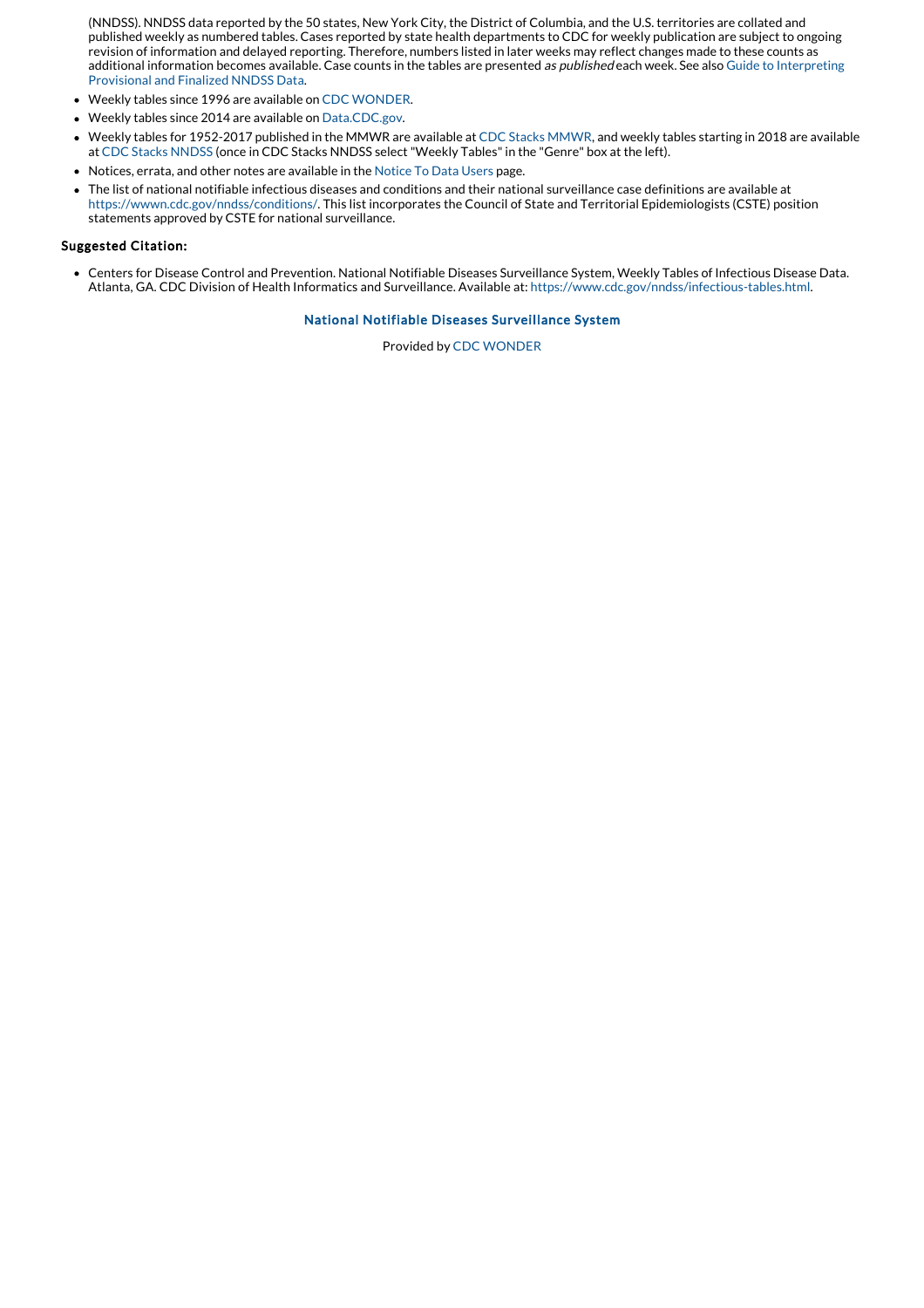(NNDSS). NNDSS data reported by the 50 states, New York City, the District of Columbia, and the U.S. territories are collated and published weekly as numbered tables. Cases reported by state health departments to CDC for weekly publication are subject to ongoing revision of information and delayed reporting. Therefore, numbers listed in later weeks may reflect changes made to these counts as additional information becomes available. Case counts in the tables are presented *as published* each week. See also Guide to Interpreting Provisional and Finalized NNDSS Data.

- Weekly tables since 1996 are available on CDC WONDER.
- Weekly tables since 2014 are available on Data.CDC.gov.
- Weekly tables for 1952-2017 published in the MMWR are available at CDC Stacks MMWR, and weekly tables starting in 2018 are available at CDC Stacks NNDSS (once in CDC Stacks NNDSS select "Weekly Tables" in the "Genre" box at the left).
- Notices, errata, and other notes are available in the Notice To Data Users page.
- The list of national notifiable infectious diseases and conditions and their national surveillance case definitions are available at https://wwwn.cdc.gov/nndss/conditions/. This list incorporates the Council of State and Territorial Epidemiologists (CSTE) position statements approved by CSTE for national surveillance.

### Suggested Citation:

- Centers for Disease Control and Prevention. National Notifiable Diseases Surveillance System, Weekly Tables of Infectious Disease Data. Atlanta, GA. CDC Division of Health Informatics and Surveillance. Available at: https://www.cdc.gov/nndss/infectious-tables.html.

National Notifiable Diseases Surveillance System

Provided by CDC WONDER